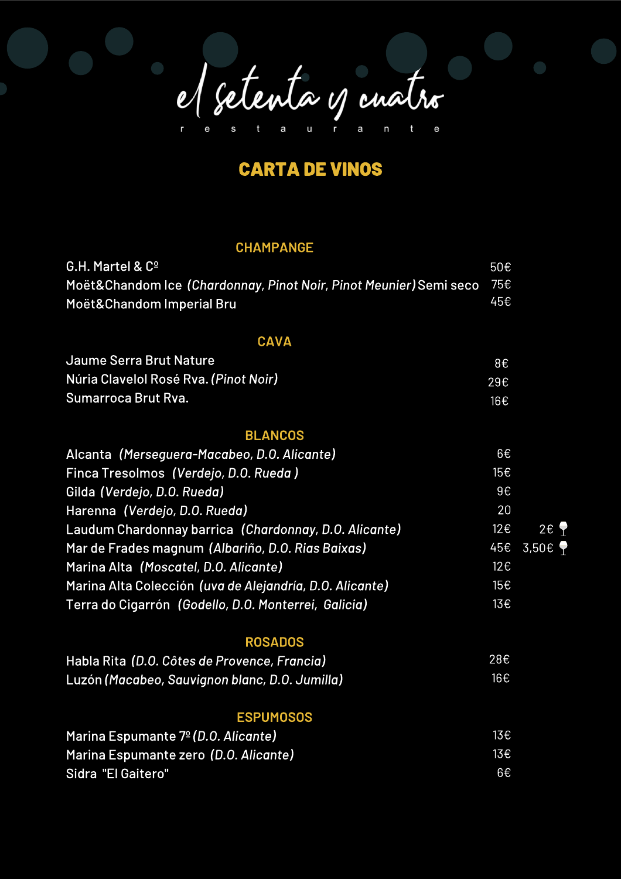# el setenta y cuatro

r e s t a u r a n t e

## CARTA DE VINOS

### CHAMPANGE

| | | |
|---|---|---|
| G.H. Martel & Cº | 50€ | |
| Moët&Chandom Ice *(Chardonnay, Pinot Noir, Pinot Meunier)* Semi seco | 75€ | |
| Moët&Chandom Imperial Bru | 45€ | |

### CAVA

| | | |
|---|---|---|
| Jaume Serra Brut Nature | 8€ | |
| Núria Clavelol Rosé Rva. *(Pinot Noir)* | 29€ | |
| Sumarroca Brut Rva. | 16€ | |

### BLANCOS

| | | |
|---|---|---|
| Alcanta *(Merseguera-Macabeo, D.O. Alicante)* | 6€ | |
| Finca Tresolmos *(Verdejo, D.O. Rueda )* | 15€ | |
| Gilda *(Verdejo, D.O. Rueda)* | 9€ | |
| Harenna *(Verdejo, D.O. Rueda)* | 20 | |
| Laudum Chardonnay barrica *(Chardonnay, D.O. Alicante)* | 12€ | 2€ 🍷 |
| Mar de Frades magnum *(Albariño, D.O. Rias Baixas)* | 45€ | 3,50€ 🍷 |
| Marina Alta *(Moscatel, D.O. Alicante)* | 12€ | |
| Marina Alta Colección *(uva de Alejandría, D.O. Alicante)* | 15€ | |
| Terra do Cigarrón *(Godello, D.O. Monterrei, Galicia)* | 13€ | |

### ROSADOS

| | | |
|---|---|---|
| Habla Rita *(D.O. Côtes de Provence, Francia)* | 28€ | |
| Luzón *(Macabeo, Sauvignon blanc, D.O. Jumilla)* | 16€ | |

### ESPUMOSOS

| | | |
|---|---|---|
| Marina Espumante 7º *(D.O. Alicante)* | 13€ | |
| Marina Espumante zero *(D.O. Alicante)* | 13€ | |
| Sidra "El Gaitero" | 6€ | |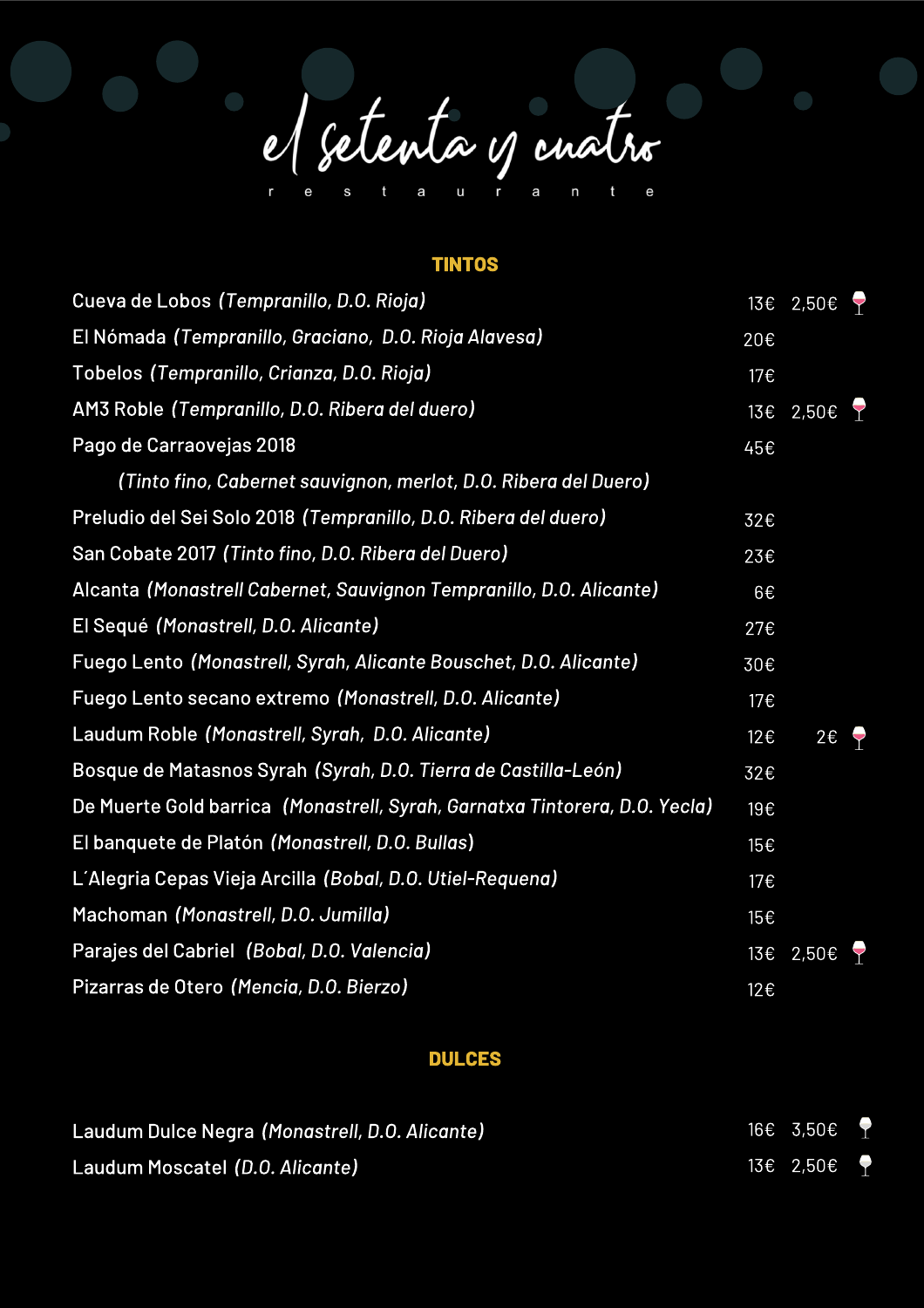# el setenta y cuatro

restaurante

## TINTOS

| | | |
|---|---|---|
| Cueva de Lobos *(Tempranillo, D.O. Rioja)* | 13€ | 2,50€ |
| El Nómada *(Tempranillo, Graciano, D.O. Rioja Alavesa)* | 20€ | |
| Tobelos *(Tempranillo, Crianza, D.O. Rioja)* | 17€ | |
| AM3 Roble *(Tempranillo, D.O. Ribera del duero)* | 13€ | 2,50€ |
| Pago de Carraovejas 2018 *(Tinto fino, Cabernet sauvignon, merlot, D.O. Ribera del Duero)* | 45€ | |
| Preludio del Sei Solo 2018 *(Tempranillo, D.O. Ribera del duero)* | 32€ | |
| San Cobate 2017 *(Tinto fino, D.O. Ribera del Duero)* | 23€ | |
| Alcanta *(Monastrell Cabernet, Sauvignon Tempranillo, D.O. Alicante)* | 6€ | |
| El Sequé *(Monastrell, D.O. Alicante)* | 27€ | |
| Fuego Lento *(Monastrell, Syrah, Alicante Bouschet, D.O. Alicante)* | 30€ | |
| Fuego Lento secano extremo *(Monastrell, D.O. Alicante)* | 17€ | |
| Laudum Roble *(Monastrell, Syrah, D.O. Alicante)* | 12€ | 2€ |
| Bosque de Matasnos Syrah *(Syrah, D.O. Tierra de Castilla-León)* | 32€ | |
| De Muerte Gold barrica *(Monastrell, Syrah, Garnatxa Tintorera, D.O. Yecla)* | 19€ | |
| El banquete de Platón *(Monastrell, D.O. Bullas)* | 15€ | |
| L´Alegria Cepas Vieja Arcilla *(Bobal, D.O. Utiel-Requena)* | 17€ | |
| Machoman *(Monastrell, D.O. Jumilla)* | 15€ | |
| Parajes del Cabriel *(Bobal, D.O. Valencia)* | 13€ | 2,50€ |
| Pizarras de Otero *(Mencia, D.O. Bierzo)* | 12€ | |

## DULCES

| | | |
|---|---|---|
| Laudum Dulce Negra *(Monastrell, D.O. Alicante)* | 16€ | 3,50€ |
| Laudum Moscatel *(D.O. Alicante)* | 13€ | 2,50€ |